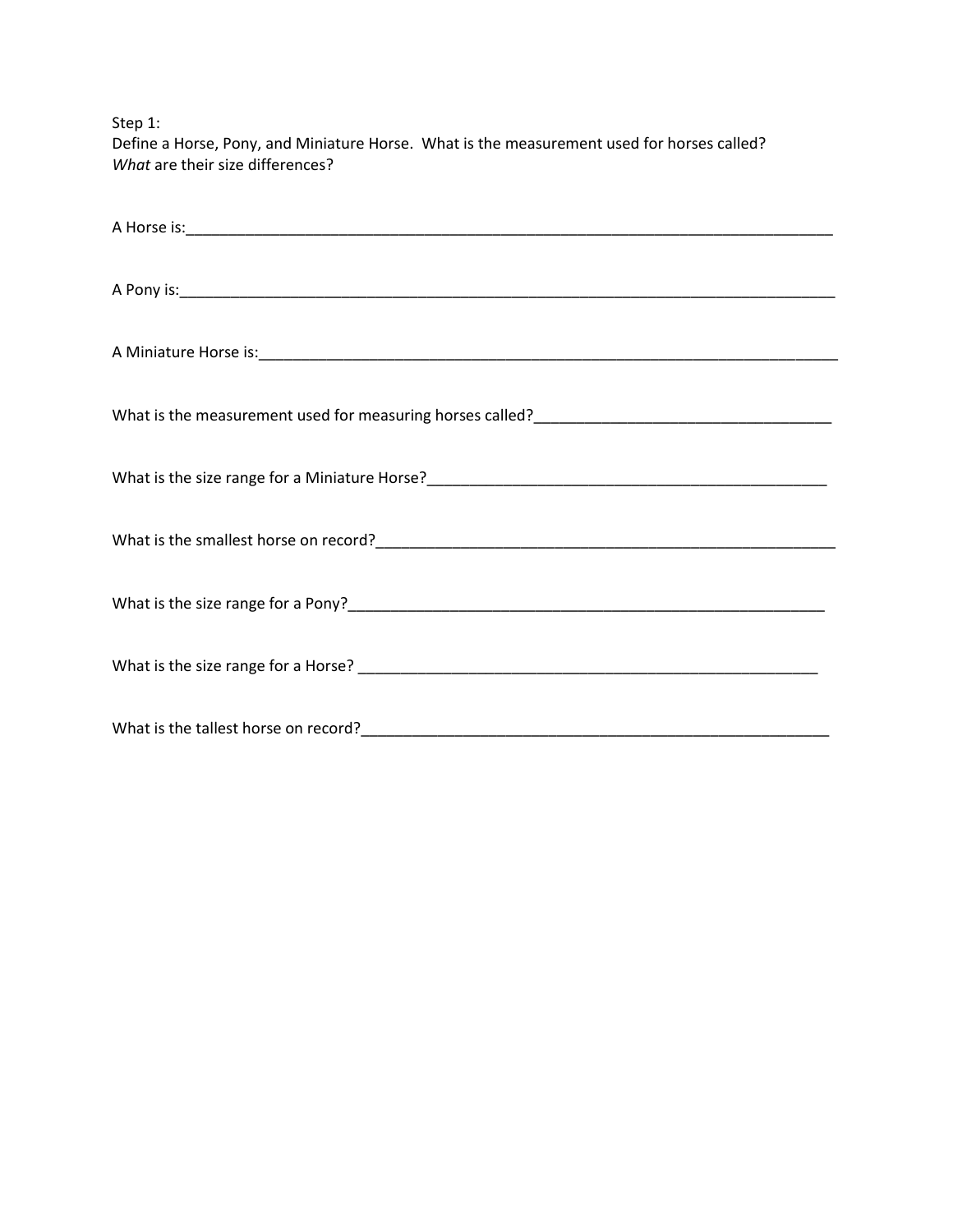Step 1:
Define a Horse, Pony, and Miniature Horse. What is the measurement used for horses called? *What* are their size differences?

A Horse is:______________________________________________________________________________

A Pony is:_______________________________________________________________________________

A Miniature Horse is:_____________________________________________________________________

What is the measurement used for measuring horses called?__________________________________

What is the size range for a Miniature Horse?_______________________________________________

What is the smallest horse on record?_____________________________________________________

What is the size range for a Pony?________________________________________________________

What is the size range for a Horse? ______________________________________________________

What is the tallest horse on record?_______________________________________________________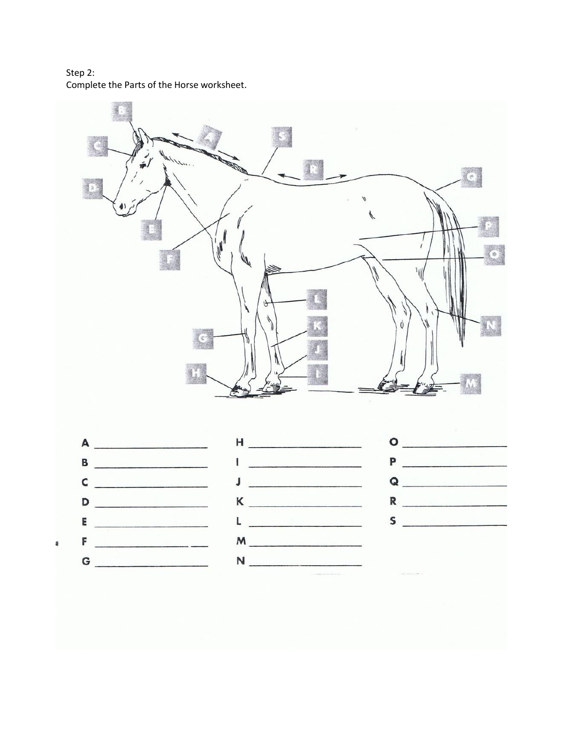Step 2:
Complete the Parts of the Horse worksheet.

A ____________________

B ____________________

C ____________________

D ____________________

E ____________________

F ____________________

G ____________________

H ____________________

I ____________________

J ____________________

K ____________________

L ____________________

M ____________________

N ____________________

O ____________________

P ____________________

Q ____________________

R ____________________

S ____________________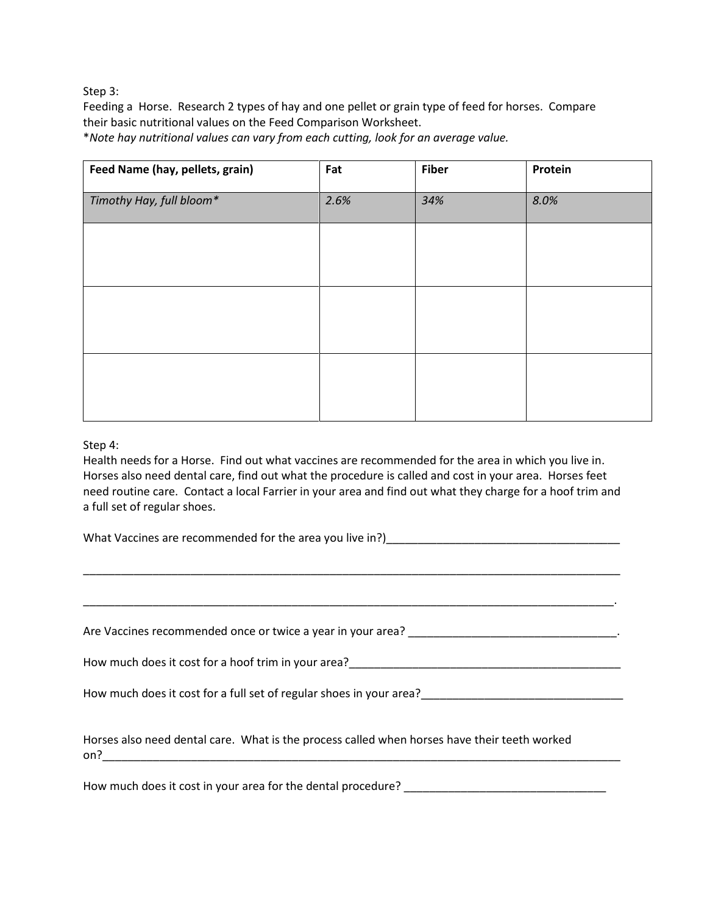Step 3:

Feeding a Horse. Research 2 types of hay and one pellet or grain type of feed for horses. Compare their basic nutritional values on the Feed Comparison Worksheet.

**Note hay nutritional values can vary from each cutting, look for an average value.*

| Feed Name (hay, pellets, grain) | Fat | Fiber | Protein |
|---|---|---|---|
| *Timothy Hay, full bloom** | *2.6%* | *34%* | *8.0%* |
| | | | |
| | | | |
| | | | |

Step 4:

Health needs for a Horse. Find out what vaccines are recommended for the area in which you live in. Horses also need dental care, find out what the procedure is called and cost in your area. Horses feet need routine care. Contact a local Farrier in your area and find out what they charge for a hoof trim and a full set of regular shoes.

What Vaccines are recommended for the area you live in?)_____________________________________

_____________________________________________________________________________________

_____________________________________________________________________________________.

Are Vaccines recommended once or twice a year in your area? _________________________________.

How much does it cost for a hoof trim in your area?____________________________________________

How much does it cost for a full set of regular shoes in your area?________________________________

Horses also need dental care. What is the process called when horses have their teeth worked on?_________________________________________________________________________________

How much does it cost in your area for the dental procedure? _______________________________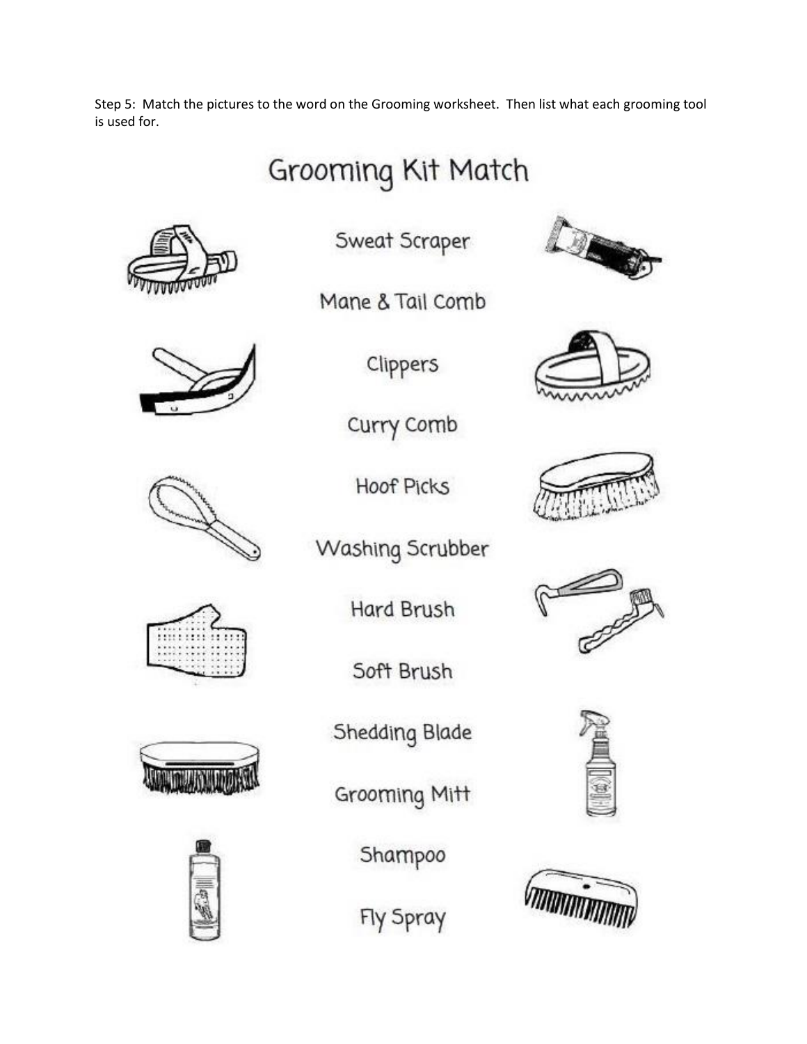Step 5: Match the pictures to the word on the Grooming worksheet. Then list what each grooming tool is used for.

# Grooming Kit Match

Sweat Scraper

Mane & Tail Comb

Clippers

Curry Comb

Hoof Picks

Washing Scrubber

Hard Brush

Soft Brush

Shedding Blade

Grooming Mitt

Shampoo

Fly Spray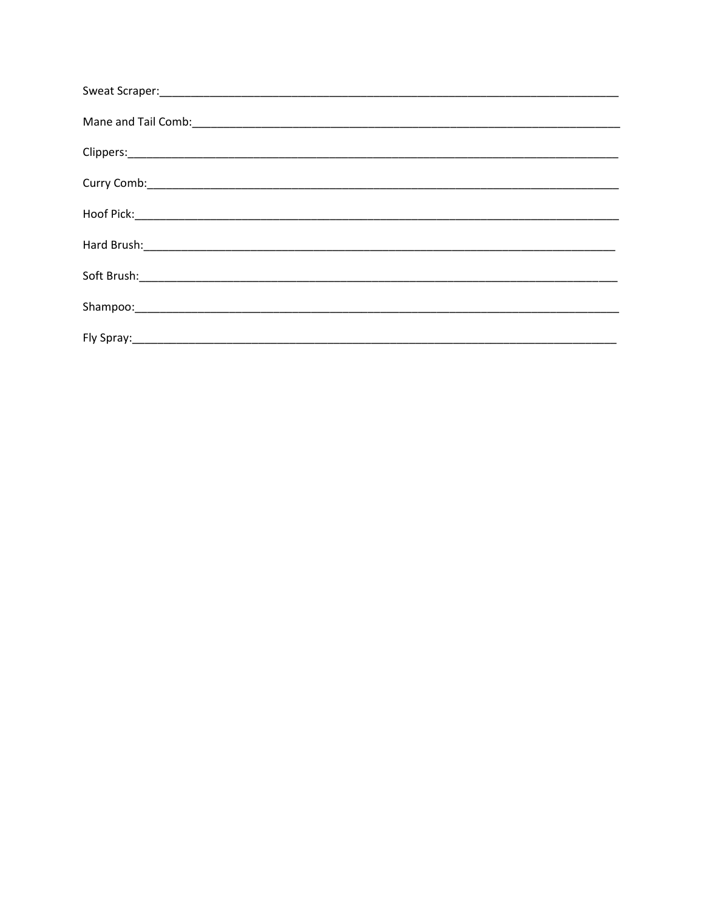Sweat Scraper:_______________________________________________________________________________

Mane and Tail Comb:___________________________________________________________________________

Clippers:____________________________________________________________________________________

Curry Comb:_________________________________________________________________________________

Hoof Pick:___________________________________________________________________________________

Hard Brush:_________________________________________________________________________________

Soft Brush:__________________________________________________________________________________

Shampoo:____________________________________________________________________________________

Fly Spray:___________________________________________________________________________________